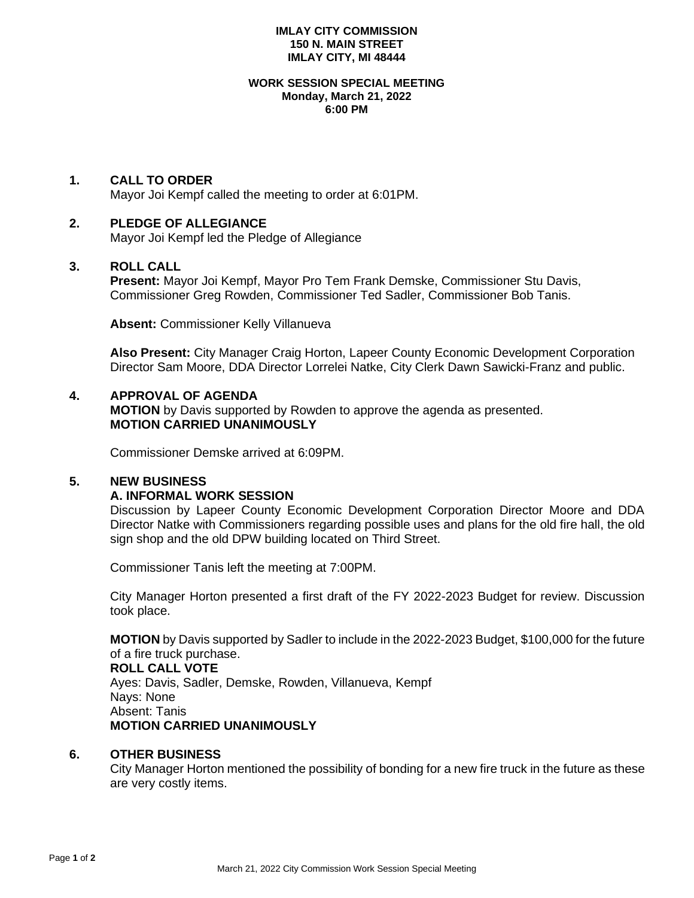**IMLAY CITY COMMISSION**
**150 N. MAIN STREET**
**IMLAY CITY, MI 48444**

**WORK SESSION SPECIAL MEETING**
**Monday, March 21, 2022**
**6:00 PM**

## 1. CALL TO ORDER

Mayor Joi Kempf called the meeting to order at 6:01PM.

## 2. PLEDGE OF ALLEGIANCE

Mayor Joi Kempf led the Pledge of Allegiance

## 3. ROLL CALL

**Present:** Mayor Joi Kempf, Mayor Pro Tem Frank Demske, Commissioner Stu Davis, Commissioner Greg Rowden, Commissioner Ted Sadler, Commissioner Bob Tanis.

**Absent:** Commissioner Kelly Villanueva

**Also Present:** City Manager Craig Horton, Lapeer County Economic Development Corporation Director Sam Moore, DDA Director Lorrelei Natke, City Clerk Dawn Sawicki-Franz and public.

## 4. APPROVAL OF AGENDA

**MOTION** by Davis supported by Rowden to approve the agenda as presented.
**MOTION CARRIED UNANIMOUSLY**

Commissioner Demske arrived at 6:09PM.

## 5. NEW BUSINESS

### A. INFORMAL WORK SESSION

Discussion by Lapeer County Economic Development Corporation Director Moore and DDA Director Natke with Commissioners regarding possible uses and plans for the old fire hall, the old sign shop and the old DPW building located on Third Street.

Commissioner Tanis left the meeting at 7:00PM.

City Manager Horton presented a first draft of the FY 2022-2023 Budget for review. Discussion took place.

**MOTION** by Davis supported by Sadler to include in the 2022-2023 Budget, $100,000 for the future of a fire truck purchase.
**ROLL CALL VOTE**
Ayes: Davis, Sadler, Demske, Rowden, Villanueva, Kempf
Nays: None
Absent: Tanis
**MOTION CARRIED UNANIMOUSLY**

## 6. OTHER BUSINESS

City Manager Horton mentioned the possibility of bonding for a new fire truck in the future as these are very costly items.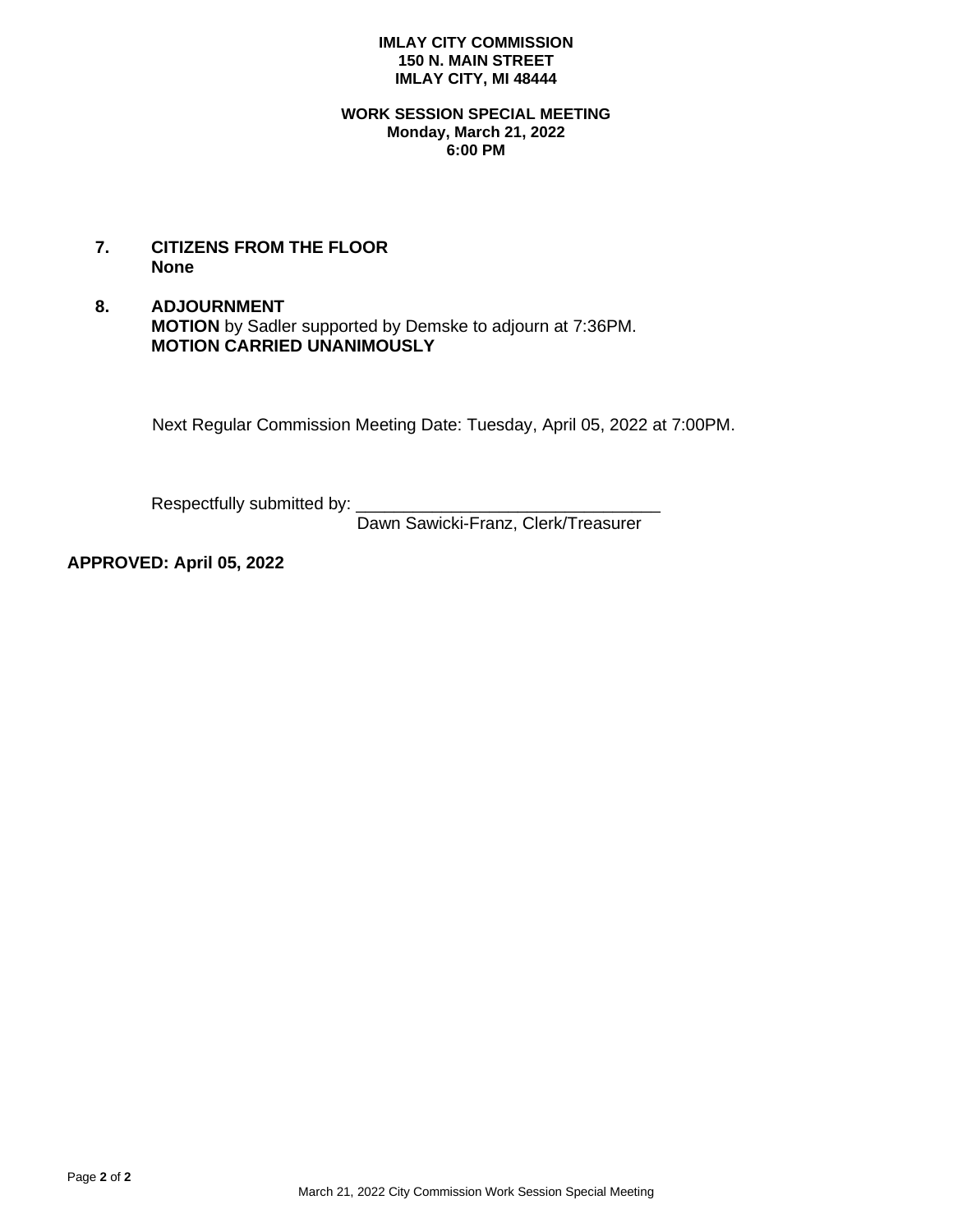**IMLAY CITY COMMISSION**
**150 N. MAIN STREET**
**IMLAY CITY, MI 48444**

**WORK SESSION SPECIAL MEETING**
**Monday, March 21, 2022**
**6:00 PM**

**7. CITIZENS FROM THE FLOOR**
**None**

**8. ADJOURNMENT**
**MOTION** by Sadler supported by Demske to adjourn at 7:36PM.
**MOTION CARRIED UNANIMOUSLY**

Next Regular Commission Meeting Date: Tuesday, April 05, 2022 at 7:00PM.

Respectfully submitted by: ________________________________
Dawn Sawicki-Franz, Clerk/Treasurer

**APPROVED: April 05, 2022**